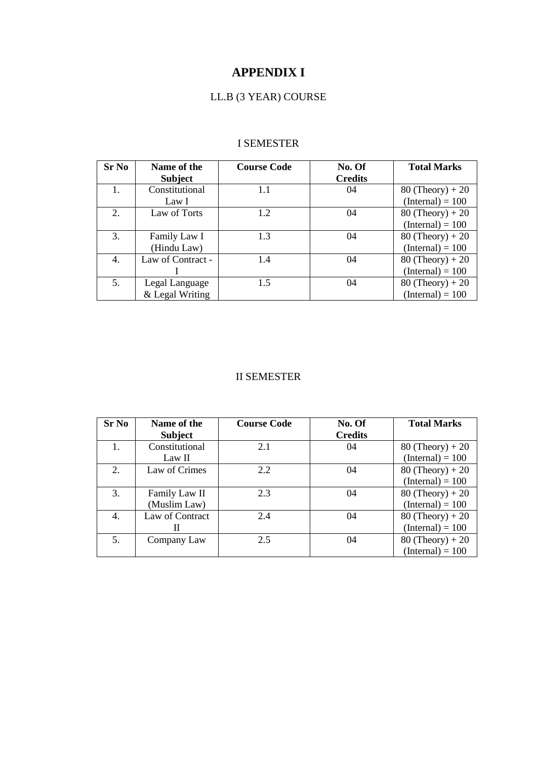# APPENDIX I

## LL.B (3 YEAR) COURSE

### I SEMESTER

| Sr No | Name of the Subject | Course Code | No. Of Credits | Total Marks |
|---|---|---|---|---|
| 1. | Constitutional Law I | 1.1 | 04 | 80 (Theory) + 20 (Internal) = 100 |
| 2. | Law of Torts | 1.2 | 04 | 80 (Theory) + 20 (Internal) = 100 |
| 3. | Family Law I (Hindu Law) | 1.3 | 04 | 80 (Theory) + 20 (Internal) = 100 |
| 4. | Law of Contract - I | 1.4 | 04 | 80 (Theory) + 20 (Internal) = 100 |
| 5. | Legal Language & Legal Writing | 1.5 | 04 | 80 (Theory) + 20 (Internal) = 100 |

### II SEMESTER

| Sr No | Name of the Subject | Course Code | No. Of Credits | Total Marks |
|---|---|---|---|---|
| 1. | Constitutional Law II | 2.1 | 04 | 80 (Theory) + 20 (Internal) = 100 |
| 2. | Law of Crimes | 2.2 | 04 | 80 (Theory) + 20 (Internal) = 100 |
| 3. | Family Law II (Muslim Law) | 2.3 | 04 | 80 (Theory) + 20 (Internal) = 100 |
| 4. | Law of Contract II | 2.4 | 04 | 80 (Theory) + 20 (Internal) = 100 |
| 5. | Company Law | 2.5 | 04 | 80 (Theory) + 20 (Internal) = 100 |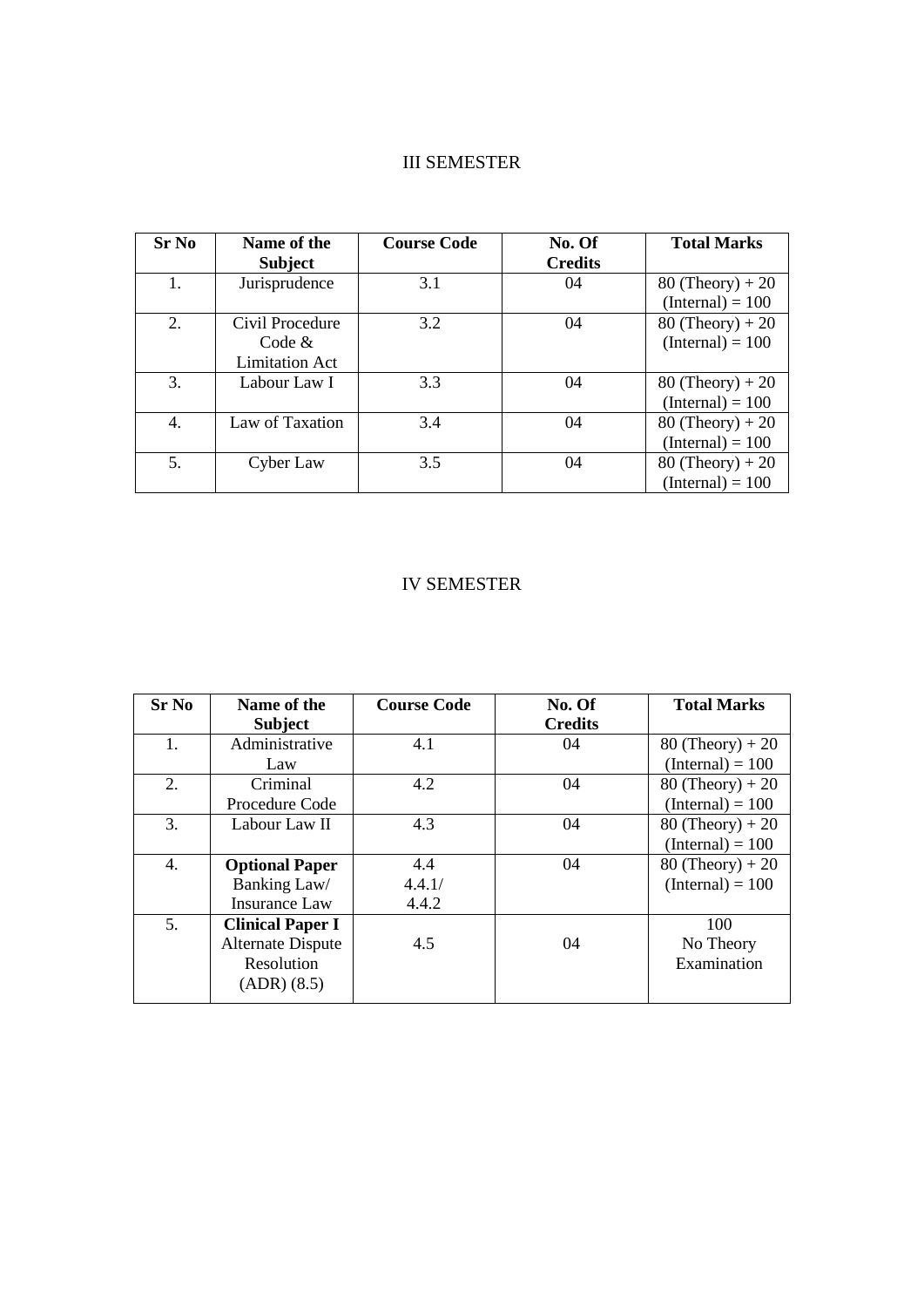## III SEMESTER

| Sr No | Name of the Subject | Course Code | No. Of Credits | Total Marks |
|---|---|---|---|---|
| 1. | Jurisprudence | 3.1 | 04 | 80 (Theory) + 20 (Internal) = 100 |
| 2. | Civil Procedure Code & Limitation Act | 3.2 | 04 | 80 (Theory) + 20 (Internal) = 100 |
| 3. | Labour Law I | 3.3 | 04 | 80 (Theory) + 20 (Internal) = 100 |
| 4. | Law of Taxation | 3.4 | 04 | 80 (Theory) + 20 (Internal) = 100 |
| 5. | Cyber Law | 3.5 | 04 | 80 (Theory) + 20 (Internal) = 100 |

## IV SEMESTER

| Sr No | Name of the Subject | Course Code | No. Of Credits | Total Marks |
|---|---|---|---|---|
| 1. | Administrative Law | 4.1 | 04 | 80 (Theory) + 20 (Internal) = 100 |
| 2. | Criminal Procedure Code | 4.2 | 04 | 80 (Theory) + 20 (Internal) = 100 |
| 3. | Labour Law II | 4.3 | 04 | 80 (Theory) + 20 (Internal) = 100 |
| 4. | **Optional Paper** Banking Law/ Insurance Law | 4.4 4.4.1/ 4.4.2 | 04 | 80 (Theory) + 20 (Internal) = 100 |
| 5. | **Clinical Paper I** Alternate Dispute Resolution (ADR) (8.5) | 4.5 | 04 | 100 No Theory Examination |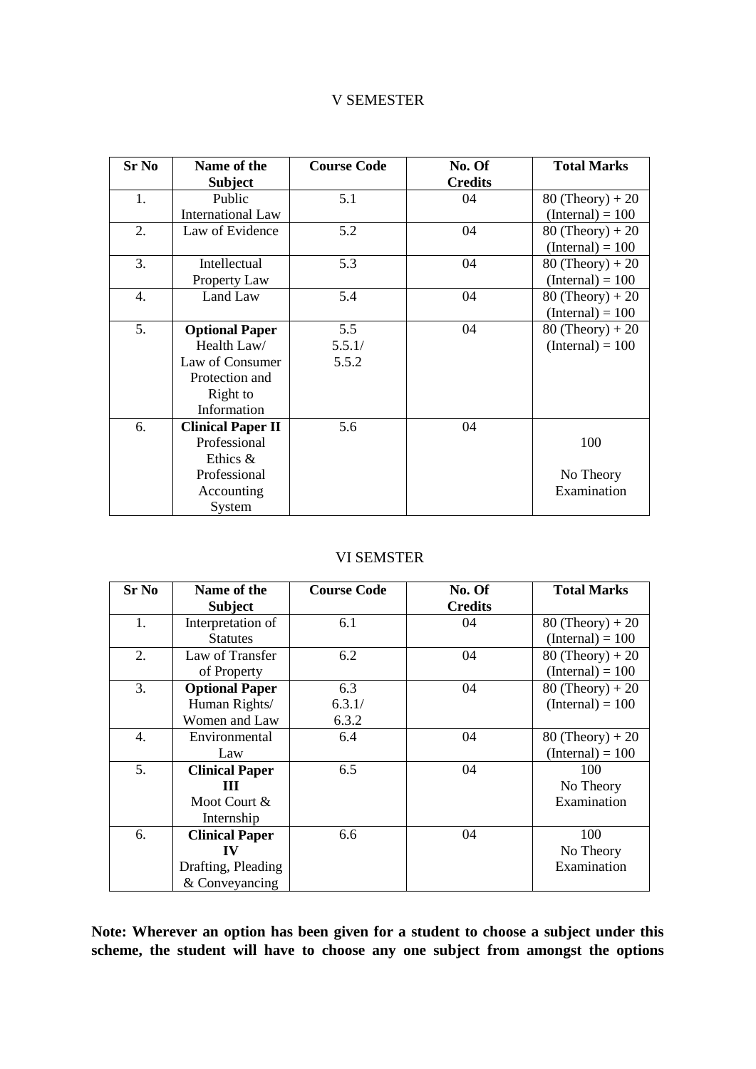V SEMESTER

| Sr No | Name of the Subject | Course Code | No. Of Credits | Total Marks |
|---|---|---|---|---|
| 1. | Public International Law | 5.1 | 04 | 80 (Theory) + 20 (Internal) = 100 |
| 2. | Law of Evidence | 5.2 | 04 | 80 (Theory) + 20 (Internal) = 100 |
| 3. | Intellectual Property Law | 5.3 | 04 | 80 (Theory) + 20 (Internal) = 100 |
| 4. | Land Law | 5.4 | 04 | 80 (Theory) + 20 (Internal) = 100 |
| 5. | **Optional Paper** Health Law/ Law of Consumer Protection and Right to Information | 5.5 5.5.1/ 5.5.2 | 04 | 80 (Theory) + 20 (Internal) = 100 |
| 6. | **Clinical Paper II** Professional Ethics & Professional Accounting System | 5.6 | 04 | 100 No Theory Examination |

VI SEMSTER

| Sr No | Name of the Subject | Course Code | No. Of Credits | Total Marks |
|---|---|---|---|---|
| 1. | Interpretation of Statutes | 6.1 | 04 | 80 (Theory) + 20 (Internal) = 100 |
| 2. | Law of Transfer of Property | 6.2 | 04 | 80 (Theory) + 20 (Internal) = 100 |
| 3. | **Optional Paper** Human Rights/ Women and Law | 6.3 6.3.1/ 6.3.2 | 04 | 80 (Theory) + 20 (Internal) = 100 |
| 4. | Environmental Law | 6.4 | 04 | 80 (Theory) + 20 (Internal) = 100 |
| 5. | **Clinical Paper III** Moot Court & Internship | 6.5 | 04 | 100 No Theory Examination |
| 6. | **Clinical Paper IV** Drafting, Pleading & Conveyancing | 6.6 | 04 | 100 No Theory Examination |

**Note: Wherever an option has been given for a student to choose a subject under this scheme, the student will have to choose any one subject from amongst the options**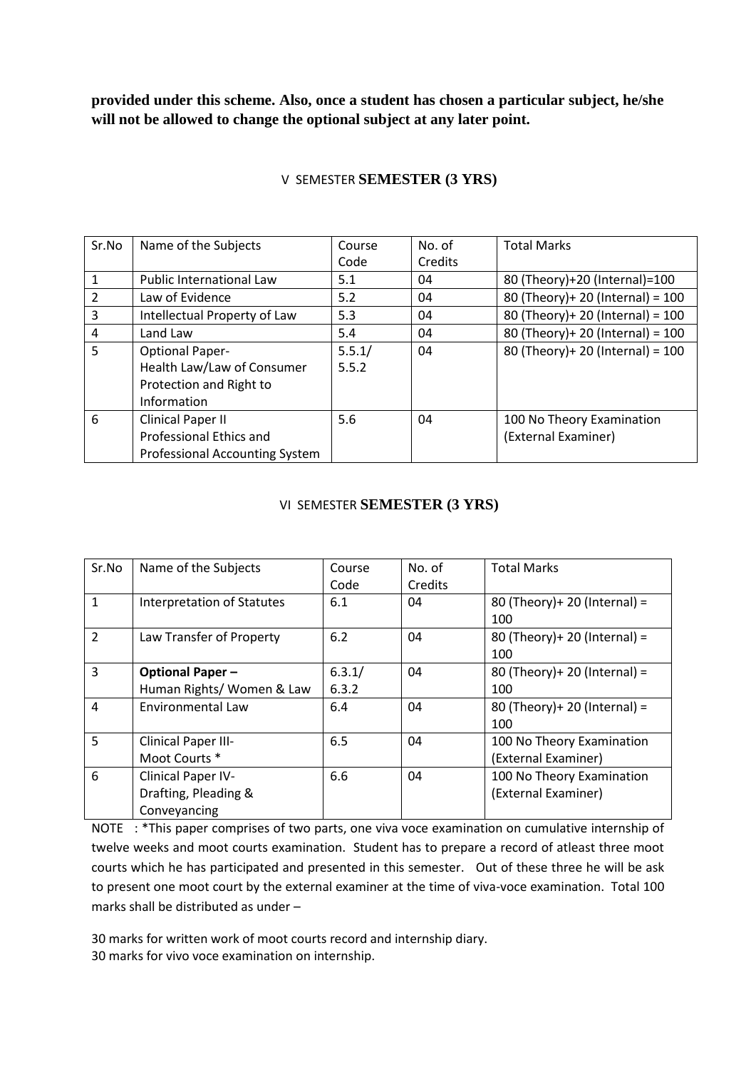**provided under this scheme. Also, once a student has chosen a particular subject, he/she will not be allowed to change the optional subject at any later point.**

## V SEMESTER **SEMESTER (3 YRS)**

| Sr.No | Name of the Subjects | Course Code | No. of Credits | Total Marks |
|---|---|---|---|---|
| 1 | Public International Law | 5.1 | 04 | 80 (Theory)+20 (Internal)=100 |
| 2 | Law of Evidence | 5.2 | 04 | 80 (Theory)+ 20 (Internal) = 100 |
| 3 | Intellectual Property of Law | 5.3 | 04 | 80 (Theory)+ 20 (Internal) = 100 |
| 4 | Land Law | 5.4 | 04 | 80 (Theory)+ 20 (Internal) = 100 |
| 5 | Optional Paper- Health Law/Law of Consumer Protection and Right to Information | 5.5.1/ 5.5.2 | 04 | 80 (Theory)+ 20 (Internal) = 100 |
| 6 | Clinical Paper II Professional Ethics and Professional Accounting System | 5.6 | 04 | 100 No Theory Examination (External Examiner) |

## VI SEMESTER **SEMESTER (3 YRS)**

| Sr.No | Name of the Subjects | Course Code | No. of Credits | Total Marks |
|---|---|---|---|---|
| 1 | Interpretation of Statutes | 6.1 | 04 | 80 (Theory)+ 20 (Internal) = 100 |
| 2 | Law Transfer of Property | 6.2 | 04 | 80 (Theory)+ 20 (Internal) = 100 |
| 3 | **Optional Paper –** Human Rights/ Women & Law | 6.3.1/ 6.3.2 | 04 | 80 (Theory)+ 20 (Internal) = 100 |
| 4 | Environmental Law | 6.4 | 04 | 80 (Theory)+ 20 (Internal) = 100 |
| 5 | Clinical Paper III- Moot Courts * | 6.5 | 04 | 100 No Theory Examination (External Examiner) |
| 6 | Clinical Paper IV- Drafting, Pleading & Conveyancing | 6.6 | 04 | 100 No Theory Examination (External Examiner) |

NOTE : *This paper comprises of two parts, one viva voce examination on cumulative internship of twelve weeks and moot courts examination. Student has to prepare a record of atleast three moot courts which he has participated and presented in this semester. Out of these three he will be ask to present one moot court by the external examiner at the time of viva-voce examination. Total 100 marks shall be distributed as under –

30 marks for written work of moot courts record and internship diary.
30 marks for vivo voce examination on internship.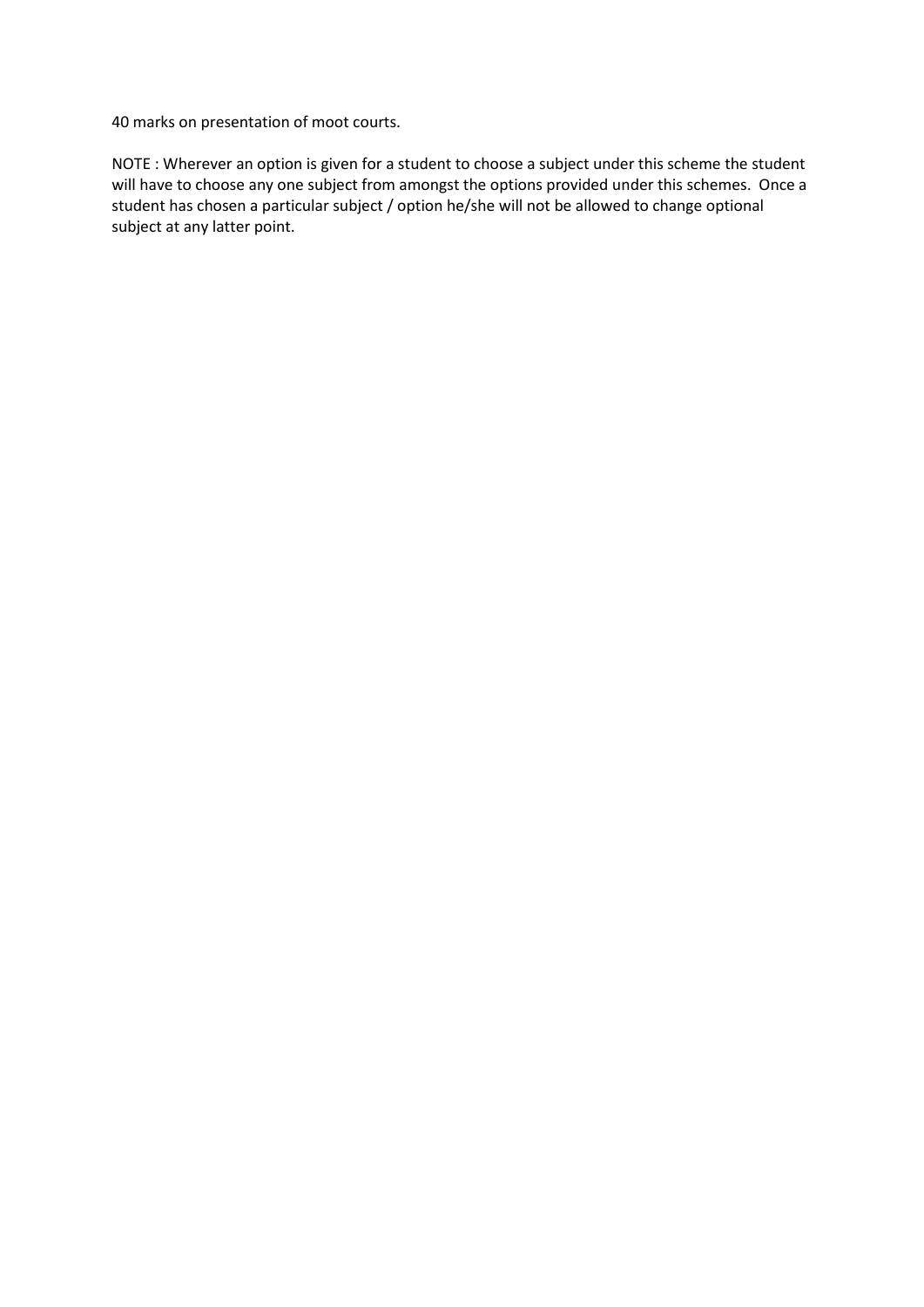40 marks on presentation of moot courts.

NOTE : Wherever an option is given for a student to choose a subject under this scheme the student will have to choose any one subject from amongst the options provided under this schemes. Once a student has chosen a particular subject / option he/she will not be allowed to change optional subject at any latter point.